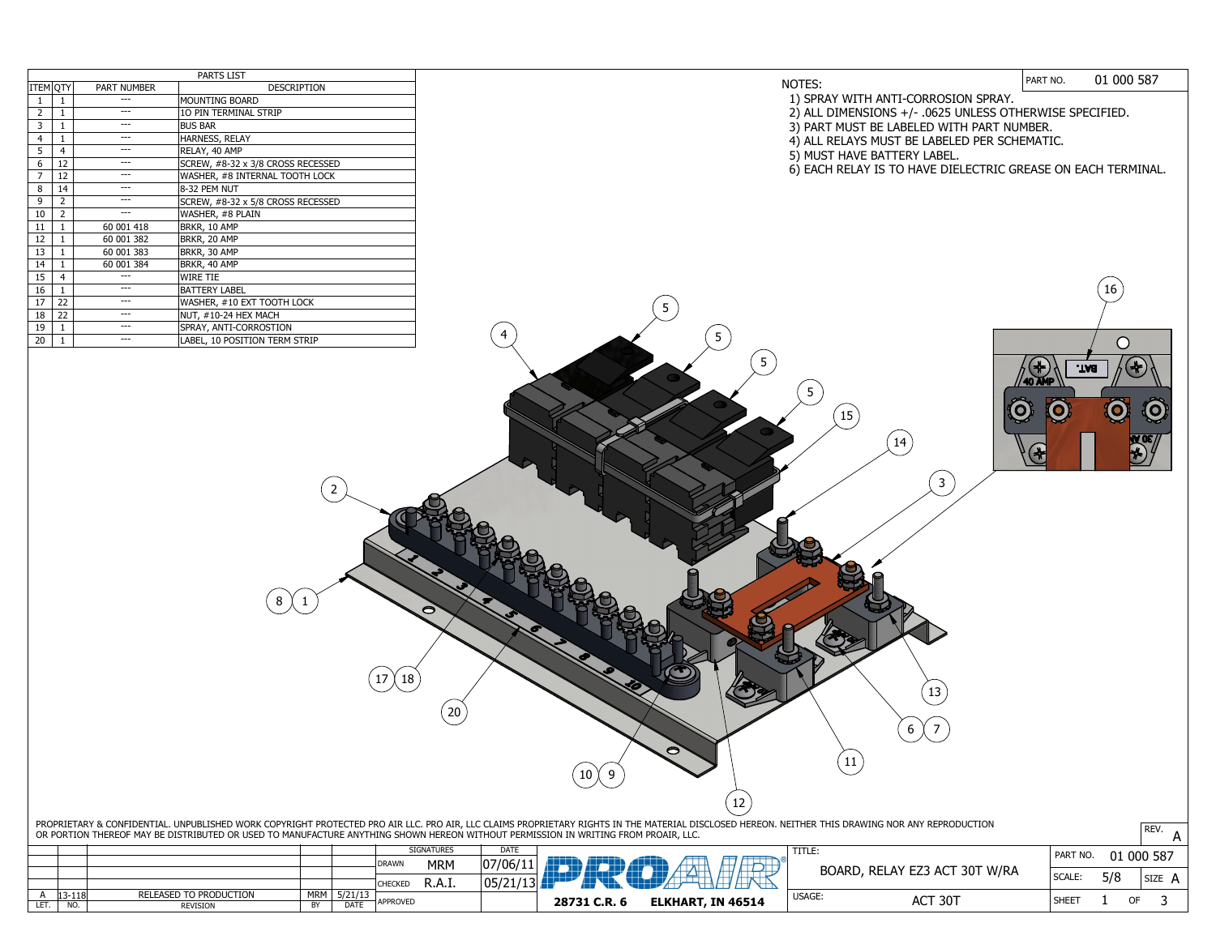## PARTS LIST

| ITEM | QTY | PART NUMBER | DESCRIPTION |
|---|---|---|---|
| 1 | 1 | --- | MOUNTING BOARD |
| 2 | 1 | --- | 10 PIN TERMINAL STRIP |
| 3 | 1 | --- | BUS BAR |
| 4 | 1 | --- | HARNESS, RELAY |
| 5 | 4 | --- | RELAY, 40 AMP |
| 6 | 12 | --- | SCREW, #8-32 x 3/8 CROSS RECESSED |
| 7 | 12 | --- | WASHER, #8 INTERNAL TOOTH LOCK |
| 8 | 14 | --- | 8-32 PEM NUT |
| 9 | 2 | --- | SCREW, #8-32 x 5/8 CROSS RECESSED |
| 10 | 2 | --- | WASHER, #8 PLAIN |
| 11 | 1 | 60 001 418 | BRKR, 10 AMP |
| 12 | 1 | 60 001 382 | BRKR, 20 AMP |
| 13 | 1 | 60 001 383 | BRKR, 30 AMP |
| 14 | 1 | 60 001 384 | BRKR, 40 AMP |
| 15 | 4 | --- | WIRE TIE |
| 16 | 1 | --- | BATTERY LABEL |
| 17 | 22 | --- | WASHER, #10 EXT TOOTH LOCK |
| 18 | 22 | --- | NUT, #10-24 HEX MACH |
| 19 | 1 | --- | SPRAY, ANTI-CORROSION |
| 20 | 1 | --- | LABEL, 10 POSITION TERM STRIP |

NOTES:
1) SPRAY WITH ANTI-CORROSION SPRAY.
2) ALL DIMENSIONS +/- .0625 UNLESS OTHERWISE SPECIFIED.
3) PART MUST BE LABELED WITH PART NUMBER.
4) ALL RELAYS MUST BE LABELED PER SCHEMATIC.
5) MUST HAVE BATTERY LABEL.
6) EACH RELAY IS TO HAVE DIELECTRIC GREASE ON EACH TERMINAL.

PART NO. 01 000 587

PROPRIETARY & CONFIDENTIAL. UNPUBLISHED WORK COPYRIGHT PROTECTED PRO AIR LLC. PRO AIR, LLC CLAIMS PROPRIETARY RIGHTS IN THE MATERIAL DISCLOSED HEREON. NEITHER THIS DRAWING NOR ANY REPRODUCTION OR PORTION THEREOF MAY BE DISTRIBUTED OR USED TO MANUFACTURE ANYTHING SHOWN HEREON WITHOUT PERMISSION IN WRITING FROM PROAIR, LLC.

| LET. | NO. | REVISION | BY | DATE |
|---|---|---|---|---|
| A | 13-118 | RELEASED TO PRODUCTION | MRM | 5/21/13 |

| SIGNATURES | | DATE |
|---|---|---|
| DRAWN | MRM | 07/06/11 |
| CHECKED | R.A.I. | 05/21/13 |
| APPROVED | | |

PROAIR® 28731 C.R. 6 ELKHART, IN 46514

TITLE: BOARD, RELAY EZ3 ACT 30T W/RA

USAGE: ACT 30T

PART NO. 01 000 587 | REV. A | SCALE: 5/8 | SIZE A | SHEET 1 OF 3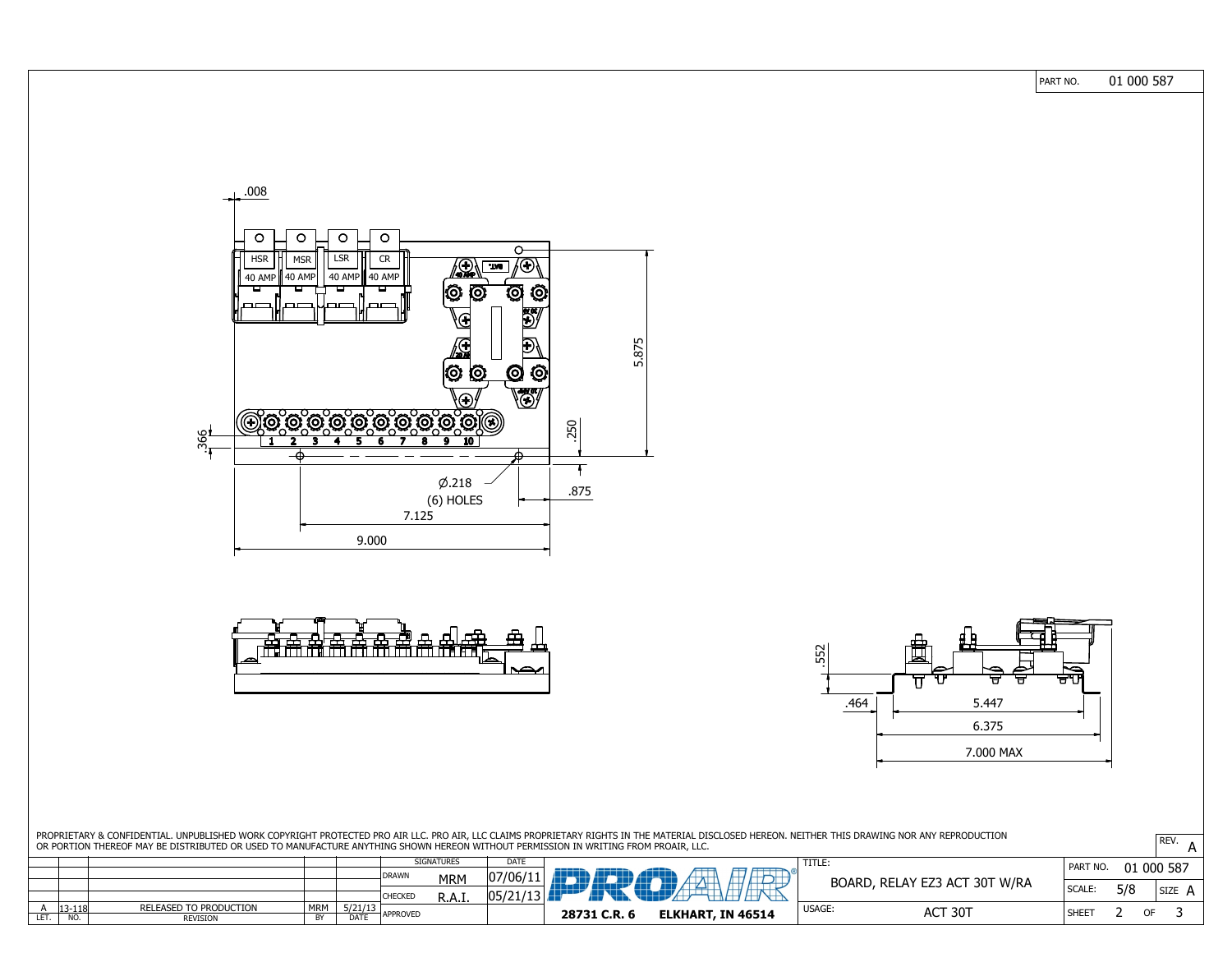PART NO. 01 000 587

.008

HSR 40 AMP | MSR 40 AMP | LSR 40 AMP | CR 40 AMP

1 2 3 4 5 6 7 8 9 10

5.875

.366

.250

Ø.218
(6) HOLES

.875

7.125

9.000

.552

.464

5.447

6.375

7.000 MAX

PROPRIETARY & CONFIDENTIAL. UNPUBLISHED WORK COPYRIGHT PROTECTED PRO AIR LLC. PRO AIR, LLC CLAIMS PROPRIETARY RIGHTS IN THE MATERIAL DISCLOSED HEREON. NEITHER THIS DRAWING NOR ANY REPRODUCTION OR PORTION THEREOF MAY BE DISTRIBUTED OR USED TO MANUFACTURE ANYTHING SHOWN HEREON WITHOUT PERMISSION IN WRITING FROM PROAIR, LLC.

| LET. | NO. | REVISION | BY | DATE |
|---|---|---|---|---|
| A | 13-118 | RELEASED TO PRODUCTION | MRM | 5/21/13 |

| | SIGNATURES | DATE |
|---|---|---|
| DRAWN | MRM | 07/06/11 |
| CHECKED | R.A.I. | 05/21/13 |
| APPROVED | | |

PROAIR®
28731 C.R. 6 ELKHART, IN 46514

TITLE: BOARD, RELAY EZ3 ACT 30T W/RA

USAGE: ACT 30T

PART NO. 01 000 587

SCALE: 5/8

SIZE A

SHEET 2 OF 3

REV. A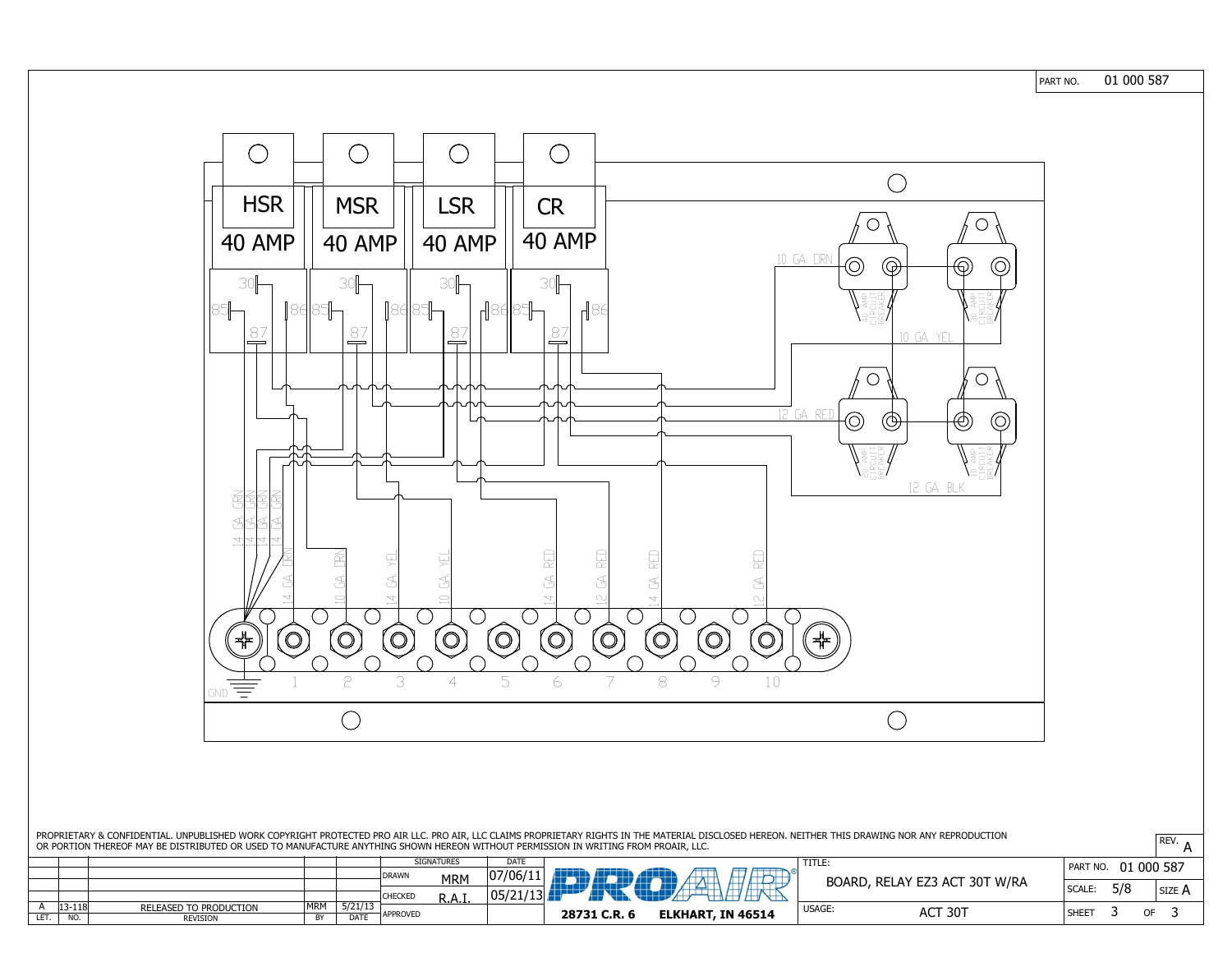PART NO. 01 000 587

HSR
40 AMP

MSR
40 AMP

LSR
40 AMP

CR
40 AMP

30
85
86
87

10 GA. ORN

10 GA. YEL

12 GA. RED

12 GA. BLK

40 AMP CIRCUIT BREAKER

30 AMP CIRCUIT BREAKER

20 AMP CIRCUIT BREAKER

10 AMP CIRCUIT BREAKER

14 GA ORN
14 GA ORN
14 GA ORN
14 GA ORN

14 GA ORN
10 GA ORN
14 GA YEL
10 GA YEL
14 GA RED
12 GA RED
14 GA RED
12 GA RED

GND
1
2
3
4
5
6
7
8
9
10

PROPRIETARY & CONFIDENTIAL. UNPUBLISHED WORK COPYRIGHT PROTECTED PRO AIR LLC. PRO AIR, LLC CLAIMS PROPRIETARY RIGHTS IN THE MATERIAL DISCLOSED HEREON. NEITHER THIS DRAWING NOR ANY REPRODUCTION OR PORTION THEREOF MAY BE DISTRIBUTED OR USED TO MANUFACTURE ANYTHING SHOWN HEREON WITHOUT PERMISSION IN WRITING FROM PROAIR, LLC.

| LET. | NO. | REVISION | BY | DATE |
|---|---|---|---|---|
| A | 13-118 | RELEASED TO PRODUCTION | MRM | 5/21/13 |

| SIGNATURES | | DATE |
|---|---|---|
| DRAWN | MRM | 07/06/11 |
| CHECKED | R.A.I. | 05/21/13 |
| APPROVED | | |

PROAIR®
28731 C.R. 6 ELKHART, IN 46514

TITLE: BOARD, RELAY EZ3 ACT 30T W/RA

USAGE: ACT 30T

PART NO. 01 000 587

REV. A

SCALE: 5/8

SIZE A

SHEET 3 OF 3